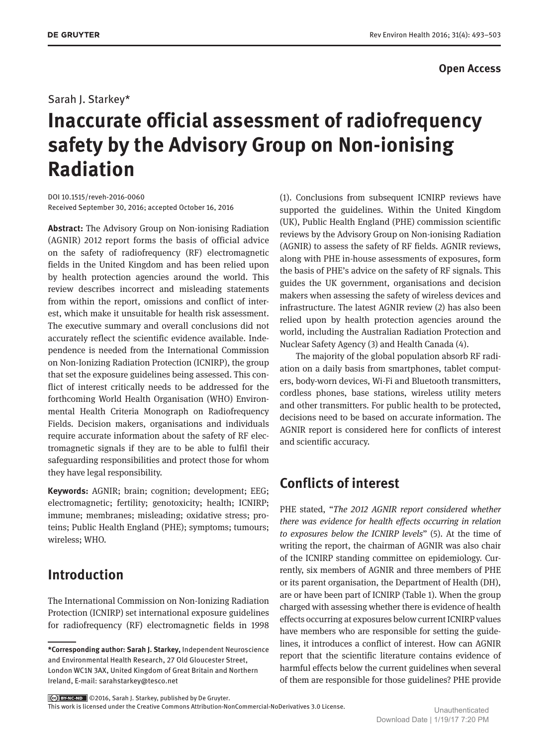Open Access

Sarah J. Starkey*

# Inaccurate official assessment of radiofrequency safety by the Advisory Group on Non-ionising Radiation

DOI 10.1515/reveh-2016-0060
Received September 30, 2016; accepted October 16, 2016

**Abstract:** The Advisory Group on Non-ionising Radiation (AGNIR) 2012 report forms the basis of official advice on the safety of radiofrequency (RF) electromagnetic fields in the United Kingdom and has been relied upon by health protection agencies around the world. This review describes incorrect and misleading statements from within the report, omissions and conflict of interest, which make it unsuitable for health risk assessment. The executive summary and overall conclusions did not accurately reflect the scientific evidence available. Independence is needed from the International Commission on Non-Ionizing Radiation Protection (ICNIRP), the group that set the exposure guidelines being assessed. This conflict of interest critically needs to be addressed for the forthcoming World Health Organisation (WHO) Environmental Health Criteria Monograph on Radiofrequency Fields. Decision makers, organisations and individuals require accurate information about the safety of RF electromagnetic signals if they are to be able to fulfil their safeguarding responsibilities and protect those for whom they have legal responsibility.

**Keywords:** AGNIR; brain; cognition; development; EEG; electromagnetic; fertility; genotoxicity; health; ICNIRP; immune; membranes; misleading; oxidative stress; proteins; Public Health England (PHE); symptoms; tumours; wireless; WHO.

## Introduction

The International Commission on Non-Ionizing Radiation Protection (ICNIRP) set international exposure guidelines for radiofrequency (RF) electromagnetic fields in 1998 (1). Conclusions from subsequent ICNIRP reviews have supported the guidelines. Within the United Kingdom (UK), Public Health England (PHE) commission scientific reviews by the Advisory Group on Non-ionising Radiation (AGNIR) to assess the safety of RF fields. AGNIR reviews, along with PHE in-house assessments of exposures, form the basis of PHE's advice on the safety of RF signals. This guides the UK government, organisations and decision makers when assessing the safety of wireless devices and infrastructure. The latest AGNIR review (2) has also been relied upon by health protection agencies around the world, including the Australian Radiation Protection and Nuclear Safety Agency (3) and Health Canada (4).

The majority of the global population absorb RF radiation on a daily basis from smartphones, tablet computers, body-worn devices, Wi-Fi and Bluetooth transmitters, cordless phones, base stations, wireless utility meters and other transmitters. For public health to be protected, decisions need to be based on accurate information. The AGNIR report is considered here for conflicts of interest and scientific accuracy.

## Conflicts of interest

PHE stated, "*The 2012 AGNIR report considered whether there was evidence for health effects occurring in relation to exposures below the ICNIRP levels*" (5). At the time of writing the report, the chairman of AGNIR was also chair of the ICNIRP standing committee on epidemiology. Currently, six members of AGNIR and three members of PHE or its parent organisation, the Department of Health (DH), are or have been part of ICNIRP (Table 1). When the group charged with assessing whether there is evidence of health effects occurring at exposures below current ICNIRP values have members who are responsible for setting the guidelines, it introduces a conflict of interest. How can AGNIR report that the scientific literature contains evidence of harmful effects below the current guidelines when several of them are responsible for those guidelines? PHE provide

---

***Corresponding author: Sarah J. Starkey,** Independent Neuroscience and Environmental Health Research, 27 Old Gloucester Street, London WC1N 3AX, United Kingdom of Great Britain and Northern Ireland, E-mail: sarahstarkey@tesco.net

©2016, Sarah J. Starkey, published by De Gruyter.
This work is licensed under the Creative Commons Attribution-NonCommercial-NoDerivatives 3.0 License.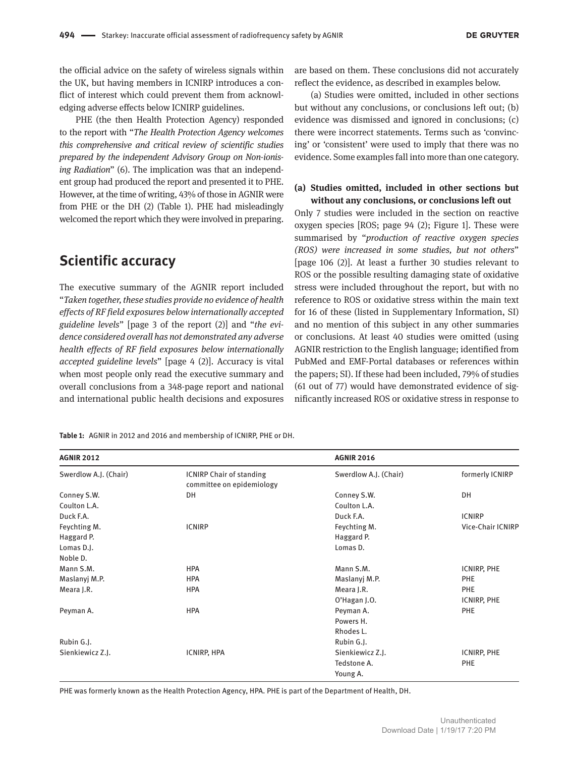the official advice on the safety of wireless signals within the UK, but having members in ICNIRP introduces a conflict of interest which could prevent them from acknowledging adverse effects below ICNIRP guidelines.

PHE (the then Health Protection Agency) responded to the report with "*The Health Protection Agency welcomes this comprehensive and critical review of scientific studies prepared by the independent Advisory Group on Non-ionising Radiation*" (6). The implication was that an independent group had produced the report and presented it to PHE. However, at the time of writing, 43% of those in AGNIR were from PHE or the DH (2) (Table 1). PHE had misleadingly welcomed the report which they were involved in preparing.

## Scientific accuracy

The executive summary of the AGNIR report included "*Taken together, these studies provide no evidence of health effects of RF field exposures below internationally accepted guideline levels*" [page 3 of the report (2)] and "*the evidence considered overall has not demonstrated any adverse health effects of RF field exposures below internationally accepted guideline levels*" [page 4 (2)]. Accuracy is vital when most people only read the executive summary and overall conclusions from a 348-page report and national and international public health decisions and exposures are based on them. These conclusions did not accurately reflect the evidence, as described in examples below.

(a) Studies were omitted, included in other sections but without any conclusions, or conclusions left out; (b) evidence was dismissed and ignored in conclusions; (c) there were incorrect statements. Terms such as 'convincing' or 'consistent' were used to imply that there was no evidence. Some examples fall into more than one category.

### (a) Studies omitted, included in other sections but without any conclusions, or conclusions left out

Only 7 studies were included in the section on reactive oxygen species [ROS; page 94 (2); Figure 1]. These were summarised by "*production of reactive oxygen species (ROS) were increased in some studies, but not others*" [page 106 (2)]. At least a further 30 studies relevant to ROS or the possible resulting damaging state of oxidative stress were included throughout the report, but with no reference to ROS or oxidative stress within the main text for 16 of these (listed in Supplementary Information, SI) and no mention of this subject in any other summaries or conclusions. At least 40 studies were omitted (using AGNIR restriction to the English language; identified from PubMed and EMF-Portal databases or references within the papers; SI). If these had been included, 79% of studies (61 out of 77) would have demonstrated evidence of significantly increased ROS or oxidative stress in response to

**Table 1:** AGNIR in 2012 and 2016 and membership of ICNIRP, PHE or DH.

| AGNIR 2012 | | AGNIR 2016 | |
|---|---|---|---|
| Swerdlow A.J. (Chair) | ICNIRP Chair of standing committee on epidemiology | Swerdlow A.J. (Chair) | formerly ICNIRP |
| Conney S.W. | DH | Conney S.W. | DH |
| Coulton L.A. | | Coulton L.A. | |
| Duck F.A. | | Duck F.A. | ICNIRP |
| Feychting M. | ICNIRP | Feychting M. | Vice-Chair ICNIRP |
| Haggard P. | | Haggard P. | |
| Lomas D.J. | | Lomas D. | |
| Noble D. | | | |
| Mann S.M. | HPA | Mann S.M. | ICNIRP, PHE |
| Maslanyj M.P. | HPA | Maslanyj M.P. | PHE |
| Meara J.R. | HPA | Meara J.R. | PHE |
| | | O'Hagan J.O. | ICNIRP, PHE |
| Peyman A. | HPA | Peyman A. | PHE |
| | | Powers H. | |
| | | Rhodes L. | |
| Rubin G.J. | | Rubin G.J. | |
| Sienkiewicz Z.J. | ICNIRP, HPA | Sienkiewicz Z.J. | ICNIRP, PHE |
| | | Tedstone A. | PHE |
| | | Young A. | |

PHE was formerly known as the Health Protection Agency, HPA. PHE is part of the Department of Health, DH.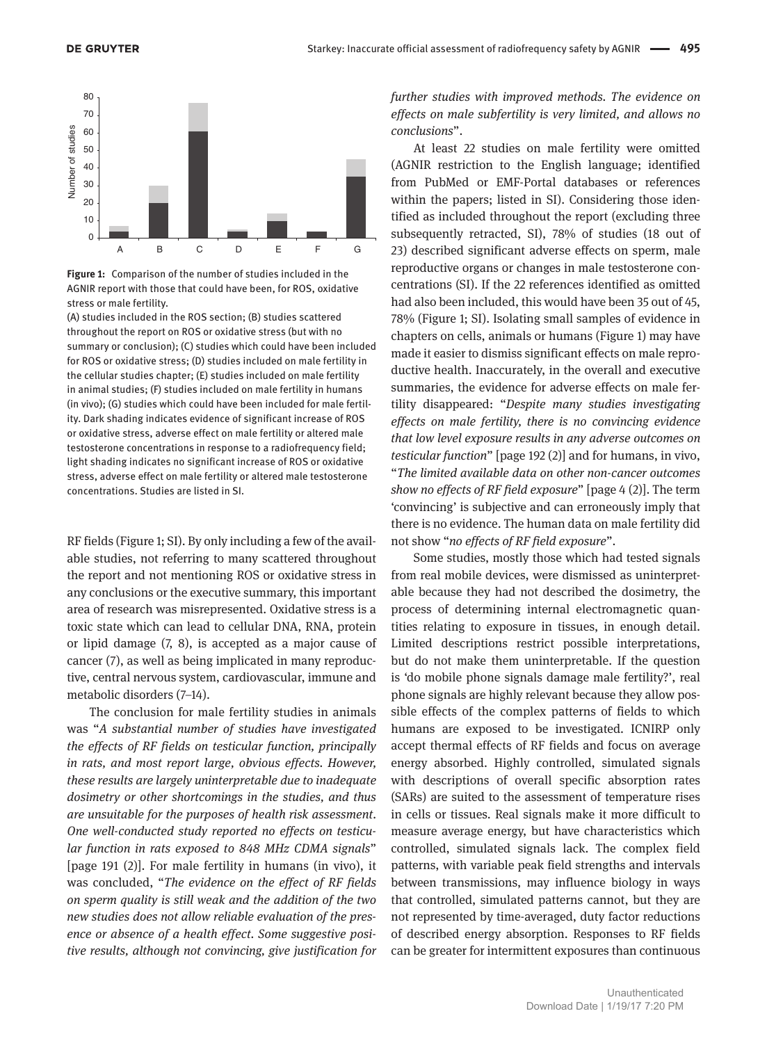**Figure 1:** Comparison of the number of studies included in the AGNIR report with those that could have been, for ROS, oxidative stress or male fertility.

(A) studies included in the ROS section; (B) studies scattered throughout the report on ROS or oxidative stress (but with no summary or conclusion); (C) studies which could have been included for ROS or oxidative stress; (D) studies included on male fertility in the cellular studies chapter; (E) studies included on male fertility in animal studies; (F) studies included on male fertility in humans (in vivo); (G) studies which could have been included for male fertility. Dark shading indicates evidence of significant increase of ROS or oxidative stress, adverse effect on male fertility or altered male testosterone concentrations in response to a radiofrequency field; light shading indicates no significant increase of ROS or oxidative stress, adverse effect on male fertility or altered male testosterone concentrations. Studies are listed in SI.

RF fields (Figure 1; SI). By only including a few of the available studies, not referring to many scattered throughout the report and not mentioning ROS or oxidative stress in any conclusions or the executive summary, this important area of research was misrepresented. Oxidative stress is a toxic state which can lead to cellular DNA, RNA, protein or lipid damage (7, 8), is accepted as a major cause of cancer (7), as well as being implicated in many reproductive, central nervous system, cardiovascular, immune and metabolic disorders (7–14).

The conclusion for male fertility studies in animals was "*A substantial number of studies have investigated the effects of RF fields on testicular function, principally in rats, and most report large, obvious effects. However, these results are largely uninterpretable due to inadequate dosimetry or other shortcomings in the studies, and thus are unsuitable for the purposes of health risk assessment. One well-conducted study reported no effects on testicular function in rats exposed to 848 MHz CDMA signals*" [page 191 (2)]. For male fertility in humans (in vivo), it was concluded, "*The evidence on the effect of RF fields on sperm quality is still weak and the addition of the two new studies does not allow reliable evaluation of the presence or absence of a health effect. Some suggestive positive results, although not convincing, give justification for further studies with improved methods. The evidence on effects on male subfertility is very limited, and allows no conclusions*".

At least 22 studies on male fertility were omitted (AGNIR restriction to the English language; identified from PubMed or EMF-Portal databases or references within the papers; listed in SI). Considering those identified as included throughout the report (excluding three subsequently retracted, SI), 78% of studies (18 out of 23) described significant adverse effects on sperm, male reproductive organs or changes in male testosterone concentrations (SI). If the 22 references identified as omitted had also been included, this would have been 35 out of 45, 78% (Figure 1; SI). Isolating small samples of evidence in chapters on cells, animals or humans (Figure 1) may have made it easier to dismiss significant effects on male reproductive health. Inaccurately, in the overall and executive summaries, the evidence for adverse effects on male fertility disappeared: "*Despite many studies investigating effects on male fertility, there is no convincing evidence that low level exposure results in any adverse outcomes on testicular function*" [page 192 (2)] and for humans, in vivo, "*The limited available data on other non-cancer outcomes show no effects of RF field exposure*" [page 4 (2)]. The term 'convincing' is subjective and can erroneously imply that there is no evidence. The human data on male fertility did not show "*no effects of RF field exposure*".

Some studies, mostly those which had tested signals from real mobile devices, were dismissed as uninterpretable because they had not described the dosimetry, the process of determining internal electromagnetic quantities relating to exposure in tissues, in enough detail. Limited descriptions restrict possible interpretations, but do not make them uninterpretable. If the question is 'do mobile phone signals damage male fertility?', real phone signals are highly relevant because they allow possible effects of the complex patterns of fields to which humans are exposed to be investigated. ICNIRP only accept thermal effects of RF fields and focus on average energy absorbed. Highly controlled, simulated signals with descriptions of overall specific absorption rates (SARs) are suited to the assessment of temperature rises in cells or tissues. Real signals make it more difficult to measure average energy, but have characteristics which controlled, simulated signals lack. The complex field patterns, with variable peak field strengths and intervals between transmissions, may influence biology in ways that controlled, simulated patterns cannot, but they are not represented by time-averaged, duty factor reductions of described energy absorption. Responses to RF fields can be greater for intermittent exposures than continuous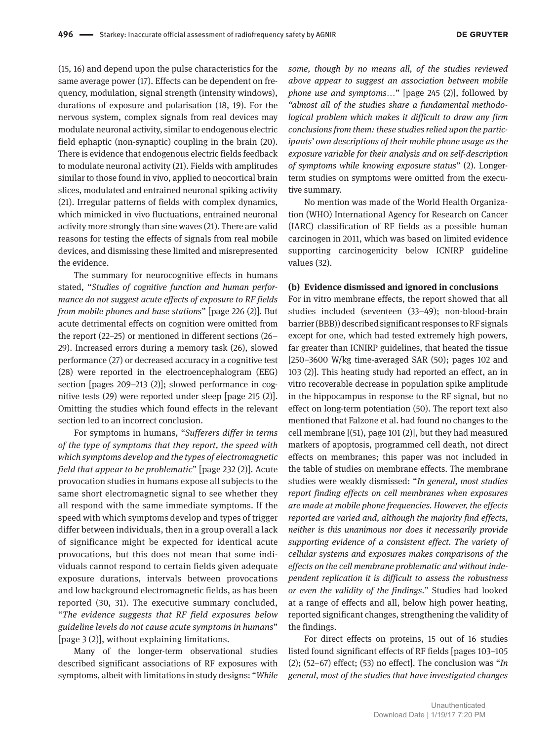(15, 16) and depend upon the pulse characteristics for the same average power (17). Effects can be dependent on frequency, modulation, signal strength (intensity windows), durations of exposure and polarisation (18, 19). For the nervous system, complex signals from real devices may modulate neuronal activity, similar to endogenous electric field ephaptic (non-synaptic) coupling in the brain (20). There is evidence that endogenous electric fields feedback to modulate neuronal activity (21). Fields with amplitudes similar to those found in vivo, applied to neocortical brain slices, modulated and entrained neuronal spiking activity (21). Irregular patterns of fields with complex dynamics, which mimicked in vivo fluctuations, entrained neuronal activity more strongly than sine waves (21). There are valid reasons for testing the effects of signals from real mobile devices, and dismissing these limited and misrepresented the evidence.

The summary for neurocognitive effects in humans stated, "*Studies of cognitive function and human performance do not suggest acute effects of exposure to RF fields from mobile phones and base stations*" [page 226 (2)]. But acute detrimental effects on cognition were omitted from the report (22–25) or mentioned in different sections (26–29). Increased errors during a memory task (26), slowed performance (27) or decreased accuracy in a cognitive test (28) were reported in the electroencephalogram (EEG) section [pages 209–213 (2)]; slowed performance in cognitive tests (29) were reported under sleep [page 215 (2)]. Omitting the studies which found effects in the relevant section led to an incorrect conclusion.

For symptoms in humans, "*Sufferers differ in terms of the type of symptoms that they report, the speed with which symptoms develop and the types of electromagnetic field that appear to be problematic*" [page 232 (2)]. Acute provocation studies in humans expose all subjects to the same short electromagnetic signal to see whether they all respond with the same immediate symptoms. If the speed with which symptoms develop and types of trigger differ between individuals, then in a group overall a lack of significance might be expected for identical acute provocations, but this does not mean that some individuals cannot respond to certain fields given adequate exposure durations, intervals between provocations and low background electromagnetic fields, as has been reported (30, 31). The executive summary concluded, "*The evidence suggests that RF field exposures below guideline levels do not cause acute symptoms in humans*" [page 3 (2)], without explaining limitations.

Many of the longer-term observational studies described significant associations of RF exposures with symptoms, albeit with limitations in study designs: "*While some, though by no means all, of the studies reviewed above appear to suggest an association between mobile phone use and symptoms…*" [page 245 (2)], followed by "*almost all of the studies share a fundamental methodological problem which makes it difficult to draw any firm conclusions from them: these studies relied upon the participants' own descriptions of their mobile phone usage as the exposure variable for their analysis and on self-description of symptoms while knowing exposure status*" (2). Longer-term studies on symptoms were omitted from the executive summary.

No mention was made of the World Health Organization (WHO) International Agency for Research on Cancer (IARC) classification of RF fields as a possible human carcinogen in 2011, which was based on limited evidence supporting carcinogenicity below ICNIRP guideline values (32).

**(b) Evidence dismissed and ignored in conclusions**

For in vitro membrane effects, the report showed that all studies included (seventeen (33–49); non-blood-brain barrier (BBB)) described significant responses to RF signals except for one, which had tested extremely high powers, far greater than ICNIRP guidelines, that heated the tissue [250–3600 W/kg time-averaged SAR (50); pages 102 and 103 (2)]. This heating study had reported an effect, an in vitro recoverable decrease in population spike amplitude in the hippocampus in response to the RF signal, but no effect on long-term potentiation (50). The report text also mentioned that Falzone et al. had found no changes to the cell membrane [(51), page 101 (2)], but they had measured markers of apoptosis, programmed cell death, not direct effects on membranes; this paper was not included in the table of studies on membrane effects. The membrane studies were weakly dismissed: "*In general, most studies report finding effects on cell membranes when exposures are made at mobile phone frequencies. However, the effects reported are varied and, although the majority find effects, neither is this unanimous nor does it necessarily provide supporting evidence of a consistent effect. The variety of cellular systems and exposures makes comparisons of the effects on the cell membrane problematic and without independent replication it is difficult to assess the robustness or even the validity of the findings.*" Studies had looked at a range of effects and all, below high power heating, reported significant changes, strengthening the validity of the findings.

For direct effects on proteins, 15 out of 16 studies listed found significant effects of RF fields [pages 103–105 (2); (52–67) effect; (53) no effect]. The conclusion was "*In general, most of the studies that have investigated changes*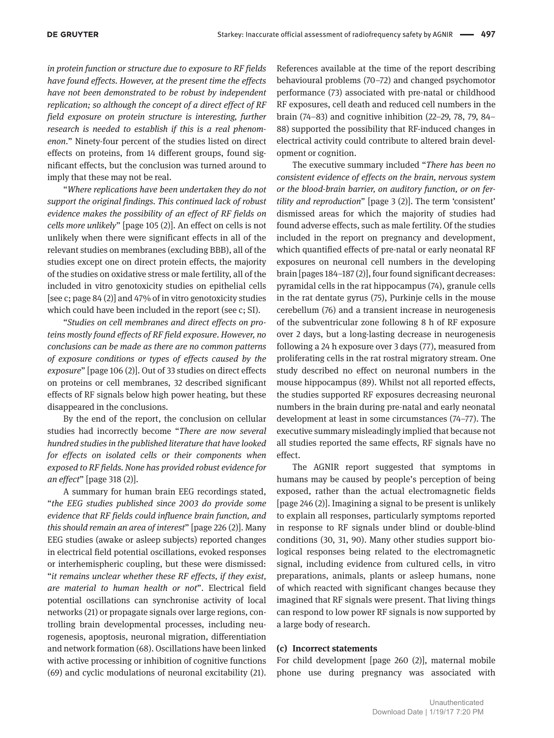*in protein function or structure due to exposure to RF fields have found effects. However, at the present time the effects have not been demonstrated to be robust by independent replication; so although the concept of a direct effect of RF field exposure on protein structure is interesting, further research is needed to establish if this is a real phenomenon*." Ninety-four percent of the studies listed on direct effects on proteins, from 14 different groups, found significant effects, but the conclusion was turned around to imply that these may not be real.

"*Where replications have been undertaken they do not support the original findings. This continued lack of robust evidence makes the possibility of an effect of RF fields on cells more unlikely*" [page 105 (2)]. An effect on cells is not unlikely when there were significant effects in all of the relevant studies on membranes (excluding BBB), all of the studies except one on direct protein effects, the majority of the studies on oxidative stress or male fertility, all of the included in vitro genotoxicity studies on epithelial cells [see c; page 84 (2)] and 47% of in vitro genotoxicity studies which could have been included in the report (see c; SI).

"*Studies on cell membranes and direct effects on proteins mostly found effects of RF field exposure. However, no conclusions can be made as there are no common patterns of exposure conditions or types of effects caused by the exposure*" [page 106 (2)]. Out of 33 studies on direct effects on proteins or cell membranes, 32 described significant effects of RF signals below high power heating, but these disappeared in the conclusions.

By the end of the report, the conclusion on cellular studies had incorrectly become "*There are now several hundred studies in the published literature that have looked for effects on isolated cells or their components when exposed to RF fields. None has provided robust evidence for an effect*" [page 318 (2)].

A summary for human brain EEG recordings stated, "*the EEG studies published since 2003 do provide some evidence that RF fields could influence brain function, and this should remain an area of interest*" [page 226 (2)]. Many EEG studies (awake or asleep subjects) reported changes in electrical field potential oscillations, evoked responses or interhemispheric coupling, but these were dismissed: "*it remains unclear whether these RF effects, if they exist, are material to human health or not*". Electrical field potential oscillations can synchronise activity of local networks (21) or propagate signals over large regions, controlling brain developmental processes, including neurogenesis, apoptosis, neuronal migration, differentiation and network formation (68). Oscillations have been linked with active processing or inhibition of cognitive functions (69) and cyclic modulations of neuronal excitability (21). References available at the time of the report describing behavioural problems (70–72) and changed psychomotor performance (73) associated with pre-natal or childhood RF exposures, cell death and reduced cell numbers in the brain (74–83) and cognitive inhibition (22–29, 78, 79, 84–88) supported the possibility that RF-induced changes in electrical activity could contribute to altered brain development or cognition.

The executive summary included "*There has been no consistent evidence of effects on the brain, nervous system or the blood-brain barrier, on auditory function, or on fertility and reproduction*" [page 3 (2)]. The term 'consistent' dismissed areas for which the majority of studies had found adverse effects, such as male fertility. Of the studies included in the report on pregnancy and development, which quantified effects of pre-natal or early neonatal RF exposures on neuronal cell numbers in the developing brain [pages 184–187 (2)], four found significant decreases: pyramidal cells in the rat hippocampus (74), granule cells in the rat dentate gyrus (75), Purkinje cells in the mouse cerebellum (76) and a transient increase in neurogenesis of the subventricular zone following 8 h of RF exposure over 2 days, but a long-lasting decrease in neurogenesis following a 24 h exposure over 3 days (77), measured from proliferating cells in the rat rostral migratory stream. One study described no effect on neuronal numbers in the mouse hippocampus (89). Whilst not all reported effects, the studies supported RF exposures decreasing neuronal numbers in the brain during pre-natal and early neonatal development at least in some circumstances (74–77). The executive summary misleadingly implied that because not all studies reported the same effects, RF signals have no effect.

The AGNIR report suggested that symptoms in humans may be caused by people's perception of being exposed, rather than the actual electromagnetic fields [page 246 (2)]. Imagining a signal to be present is unlikely to explain all responses, particularly symptoms reported in response to RF signals under blind or double-blind conditions (30, 31, 90). Many other studies support biological responses being related to the electromagnetic signal, including evidence from cultured cells, in vitro preparations, animals, plants or asleep humans, none of which reacted with significant changes because they imagined that RF signals were present. That living things can respond to low power RF signals is now supported by a large body of research.

### (c) Incorrect statements

For child development [page 260 (2)], maternal mobile phone use during pregnancy was associated with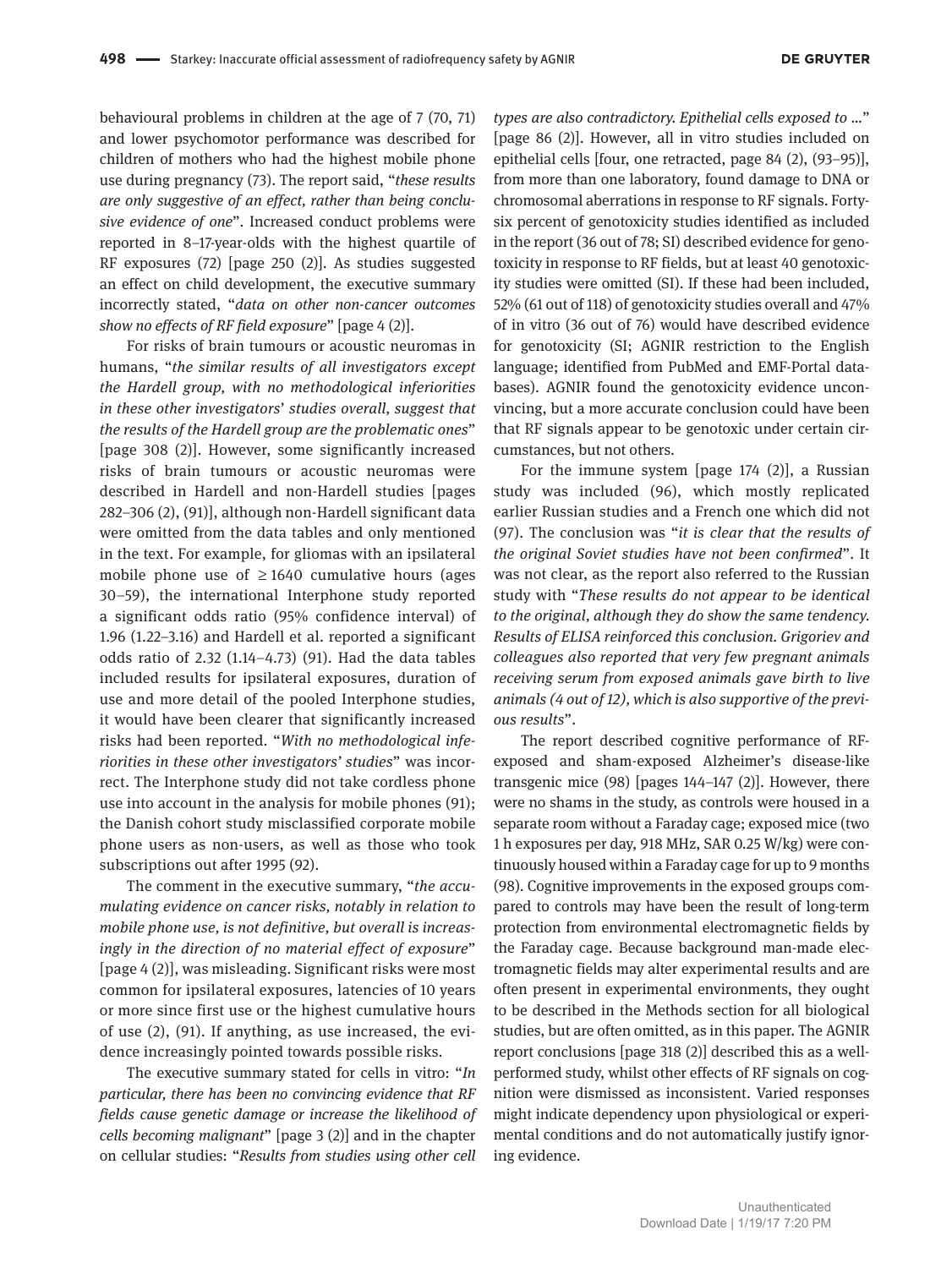behavioural problems in children at the age of 7 (70, 71) and lower psychomotor performance was described for children of mothers who had the highest mobile phone use during pregnancy (73). The report said, "*these results are only suggestive of an effect, rather than being conclusive evidence of one*". Increased conduct problems were reported in 8–17-year-olds with the highest quartile of RF exposures (72) [page 250 (2)]. As studies suggested an effect on child development, the executive summary incorrectly stated, "*data on other non-cancer outcomes show no effects of RF field exposure*" [page 4 (2)].

For risks of brain tumours or acoustic neuromas in humans, "*the similar results of all investigators except the Hardell group, with no methodological inferiorities in these other investigators' studies overall, suggest that the results of the Hardell group are the problematic ones*" [page 308 (2)]. However, some significantly increased risks of brain tumours or acoustic neuromas were described in Hardell and non-Hardell studies [pages 282–306 (2), (91)], although non-Hardell significant data were omitted from the data tables and only mentioned in the text. For example, for gliomas with an ipsilateral mobile phone use of $\geq 1640$ cumulative hours (ages 30–59), the international Interphone study reported a significant odds ratio (95% confidence interval) of 1.96 (1.22–3.16) and Hardell et al. reported a significant odds ratio of 2.32 (1.14–4.73) (91). Had the data tables included results for ipsilateral exposures, duration of use and more detail of the pooled Interphone studies, it would have been clearer that significantly increased risks had been reported. "*With no methodological inferiorities in these other investigators' studies*" was incorrect. The Interphone study did not take cordless phone use into account in the analysis for mobile phones (91); the Danish cohort study misclassified corporate mobile phone users as non-users, as well as those who took subscriptions out after 1995 (92).

The comment in the executive summary, "*the accumulating evidence on cancer risks, notably in relation to mobile phone use, is not definitive, but overall is increasingly in the direction of no material effect of exposure*" [page 4 (2)], was misleading. Significant risks were most common for ipsilateral exposures, latencies of 10 years or more since first use or the highest cumulative hours of use (2), (91). If anything, as use increased, the evidence increasingly pointed towards possible risks.

The executive summary stated for cells in vitro: "*In particular, there has been no convincing evidence that RF fields cause genetic damage or increase the likelihood of cells becoming malignant*" [page 3 (2)] and in the chapter on cellular studies: "*Results from studies using other cell types are also contradictory. Epithelial cells exposed to* ..." [page 86 (2)]. However, all in vitro studies included on epithelial cells [four, one retracted, page 84 (2), (93–95)], from more than one laboratory, found damage to DNA or chromosomal aberrations in response to RF signals. Forty-six percent of genotoxicity studies identified as included in the report (36 out of 78; SI) described evidence for genotoxicity in response to RF fields, but at least 40 genotoxicity studies were omitted (SI). If these had been included, 52% (61 out of 118) of genotoxicity studies overall and 47% of in vitro (36 out of 76) would have described evidence for genotoxicity (SI; AGNIR restriction to the English language; identified from PubMed and EMF-Portal databases). AGNIR found the genotoxicity evidence unconvincing, but a more accurate conclusion could have been that RF signals appear to be genotoxic under certain circumstances, but not others.

For the immune system [page 174 (2)], a Russian study was included (96), which mostly replicated earlier Russian studies and a French one which did not (97). The conclusion was "*it is clear that the results of the original Soviet studies have not been confirmed*". It was not clear, as the report also referred to the Russian study with "*These results do not appear to be identical to the original, although they do show the same tendency. Results of ELISA reinforced this conclusion. Grigoriev and colleagues also reported that very few pregnant animals receiving serum from exposed animals gave birth to live animals (4 out of 12), which is also supportive of the previous results*".

The report described cognitive performance of RF-exposed and sham-exposed Alzheimer's disease-like transgenic mice (98) [pages 144–147 (2)]. However, there were no shams in the study, as controls were housed in a separate room without a Faraday cage; exposed mice (two 1 h exposures per day, 918 MHz, SAR 0.25 W/kg) were continuously housed within a Faraday cage for up to 9 months (98). Cognitive improvements in the exposed groups compared to controls may have been the result of long-term protection from environmental electromagnetic fields by the Faraday cage. Because background man-made electromagnetic fields may alter experimental results and are often present in experimental environments, they ought to be described in the Methods section for all biological studies, but are often omitted, as in this paper. The AGNIR report conclusions [page 318 (2)] described this as a well-performed study, whilst other effects of RF signals on cognition were dismissed as inconsistent. Varied responses might indicate dependency upon physiological or experimental conditions and do not automatically justify ignoring evidence.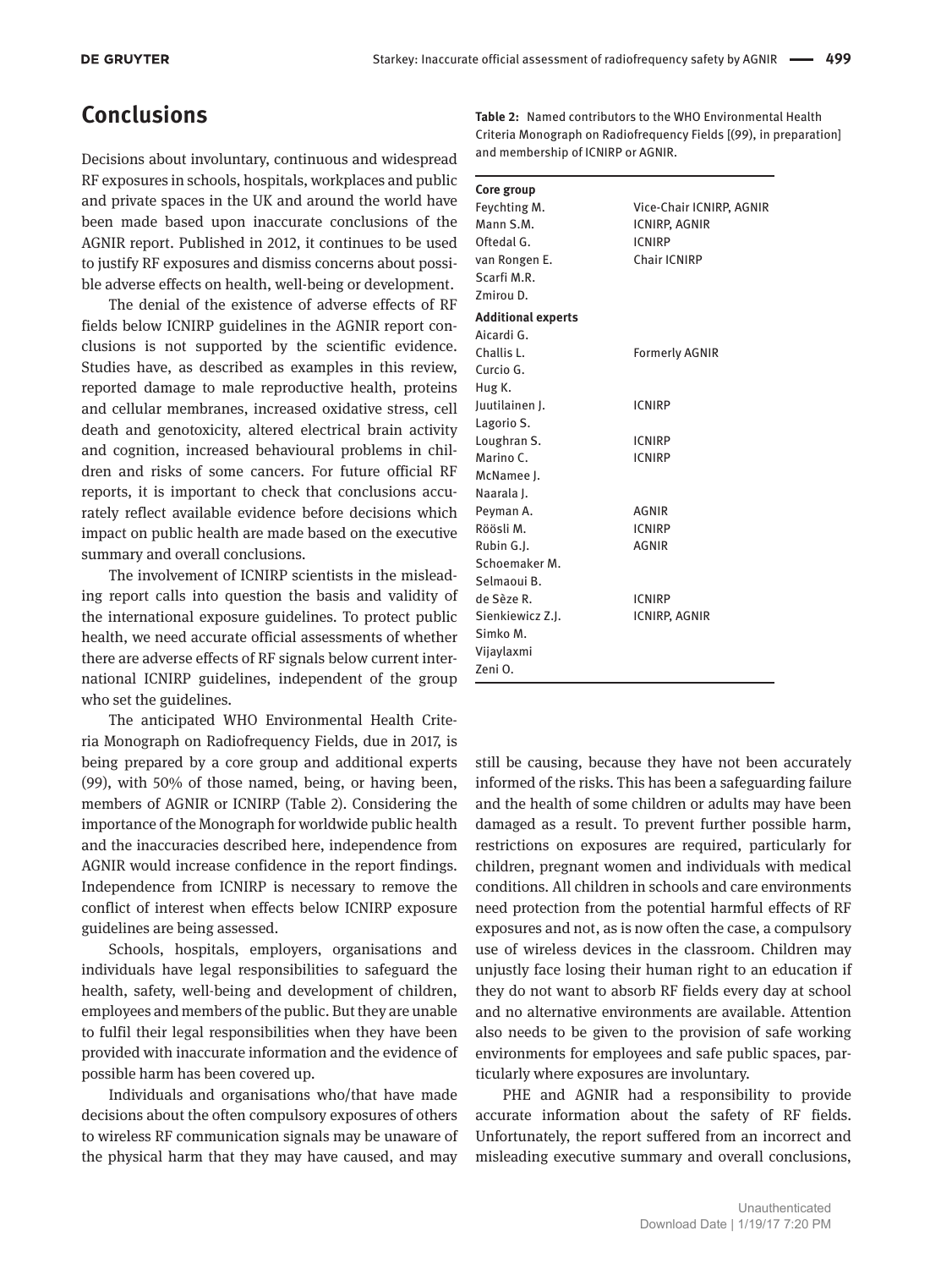## Conclusions

Decisions about involuntary, continuous and widespread RF exposures in schools, hospitals, workplaces and public and private spaces in the UK and around the world have been made based upon inaccurate conclusions of the AGNIR report. Published in 2012, it continues to be used to justify RF exposures and dismiss concerns about possible adverse effects on health, well-being or development.

The denial of the existence of adverse effects of RF fields below ICNIRP guidelines in the AGNIR report conclusions is not supported by the scientific evidence. Studies have, as described as examples in this review, reported damage to male reproductive health, proteins and cellular membranes, increased oxidative stress, cell death and genotoxicity, altered electrical brain activity and cognition, increased behavioural problems in children and risks of some cancers. For future official RF reports, it is important to check that conclusions accurately reflect available evidence before decisions which impact on public health are made based on the executive summary and overall conclusions.

The involvement of ICNIRP scientists in the misleading report calls into question the basis and validity of the international exposure guidelines. To protect public health, we need accurate official assessments of whether there are adverse effects of RF signals below current international ICNIRP guidelines, independent of the group who set the guidelines.

The anticipated WHO Environmental Health Criteria Monograph on Radiofrequency Fields, due in 2017, is being prepared by a core group and additional experts (99), with 50% of those named, being, or having been, members of AGNIR or ICNIRP (Table 2). Considering the importance of the Monograph for worldwide public health and the inaccuracies described here, independence from AGNIR would increase confidence in the report findings. Independence from ICNIRP is necessary to remove the conflict of interest when effects below ICNIRP exposure guidelines are being assessed.

Schools, hospitals, employers, organisations and individuals have legal responsibilities to safeguard the health, safety, well-being and development of children, employees and members of the public. But they are unable to fulfil their legal responsibilities when they have been provided with inaccurate information and the evidence of possible harm has been covered up.

Individuals and organisations who/that have made decisions about the often compulsory exposures of others to wireless RF communication signals may be unaware of the physical harm that they may have caused, and may still be causing, because they have not been accurately informed of the risks. This has been a safeguarding failure and the health of some children or adults may have been damaged as a result. To prevent further possible harm, restrictions on exposures are required, particularly for children, pregnant women and individuals with medical conditions. All children in schools and care environments need protection from the potential harmful effects of RF exposures and not, as is now often the case, a compulsory use of wireless devices in the classroom. Children may unjustly face losing their human right to an education if they do not want to absorb RF fields every day at school and no alternative environments are available. Attention also needs to be given to the provision of safe working environments for employees and safe public spaces, particularly where exposures are involuntary.

PHE and AGNIR had a responsibility to provide accurate information about the safety of RF fields. Unfortunately, the report suffered from an incorrect and misleading executive summary and overall conclusions,

**Table 2:** Named contributors to the WHO Environmental Health Criteria Monograph on Radiofrequency Fields [(99), in preparation] and membership of ICNIRP or AGNIR.

| | |
|---|---|
| **Core group** | |
| Feychting M. | Vice-Chair ICNIRP, AGNIR |
| Mann S.M. | ICNIRP, AGNIR |
| Oftedal G. | ICNIRP |
| van Rongen E. | Chair ICNIRP |
| Scarfi M.R. | |
| Zmirou D. | |
| **Additional experts** | |
| Aicardi G. | |
| Challis L. | Formerly AGNIR |
| Curcio G. | |
| Hug K. | |
| Juutilainen J. | ICNIRP |
| Lagorio S. | |
| Loughran S. | ICNIRP |
| Marino C. | ICNIRP |
| McNamee J. | |
| Naarala J. | |
| Peyman A. | AGNIR |
| Röösli M. | ICNIRP |
| Rubin G.J. | AGNIR |
| Schoemaker M. | |
| Selmaoui B. | |
| de Sèze R. | ICNIRP |
| Sienkiewicz Z.J. | ICNIRP, AGNIR |
| Simko M. | |
| Vijaylaxmi | |
| Zeni O. | |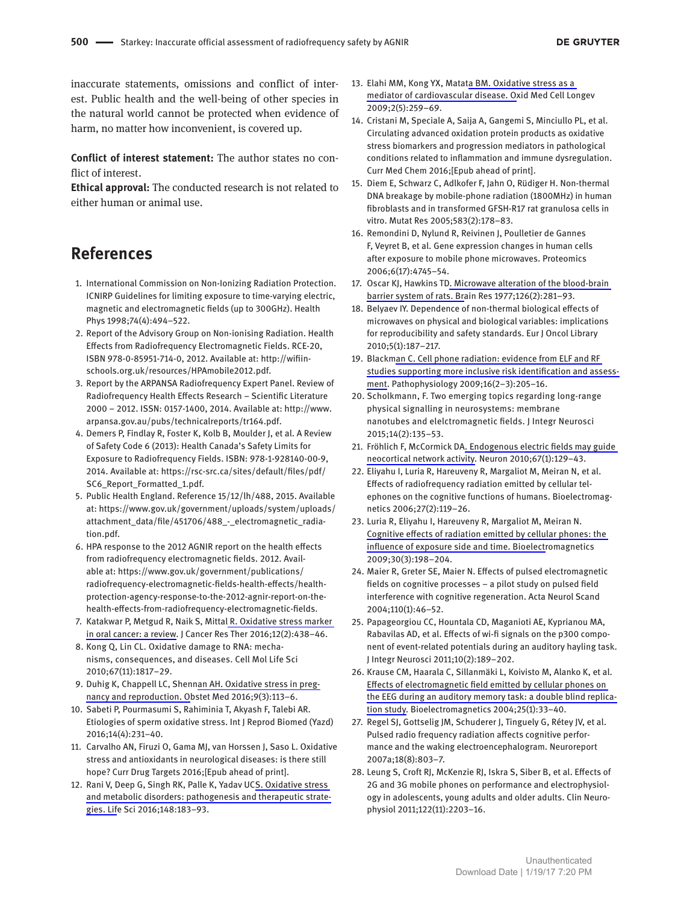inaccurate statements, omissions and conflict of interest. Public health and the well-being of other species in the natural world cannot be protected when evidence of harm, no matter how inconvenient, is covered up.

**Conflict of interest statement:** The author states no conflict of interest.

**Ethical approval:** The conducted research is not related to either human or animal use.

## References

1. International Commission on Non-Ionizing Radiation Protection. ICNIRP Guidelines for limiting exposure to time-varying electric, magnetic and electromagnetic fields (up to 300GHz). Health Phys 1998;74(4):494–522.
2. Report of the Advisory Group on Non-ionising Radiation. Health Effects from Radiofrequency Electromagnetic Fields. RCE-20, ISBN 978-0-85951-714-0, 2012. Available at: http://wifiinschools.org.uk/resources/HPAmobile2012.pdf.
3. Report by the ARPANSA Radiofrequency Expert Panel. Review of Radiofrequency Health Effects Research – Scientific Literature 2000 – 2012. ISSN: 0157-1400, 2014. Available at: http://www.arpansa.gov.au/pubs/technicalreports/tr164.pdf.
4. Demers P, Findlay R, Foster K, Kolb B, Moulder J, et al. A Review of Safety Code 6 (2013): Health Canada's Safety Limits for Exposure to Radiofrequency Fields. ISBN: 978-1-928140-00-9, 2014. Available at: https://rsc-src.ca/sites/default/files/pdf/SC6_Report_Formatted_1.pdf.
5. Public Health England. Reference 15/12/lh/488, 2015. Available at: https://www.gov.uk/government/uploads/system/uploads/attachment_data/file/451706/488_-_electromagnetic_radiation.pdf.
6. HPA response to the 2012 AGNIR report on the health effects from radiofrequency electromagnetic fields. 2012. Available at: https://www.gov.uk/government/publications/radiofrequency-electromagnetic-fields-health-effects/health-protection-agency-response-to-the-2012-agnir-report-on-the-health-effects-from-radiofrequency-electromagnetic-fields.
7. Katakwar P, Metgud R, Naik S, Mittal R. Oxidative stress marker in oral cancer: a review. J Cancer Res Ther 2016;12(2):438–46.
8. Kong Q, Lin CL. Oxidative damage to RNA: mechanisms, consequences, and diseases. Cell Mol Life Sci 2010;67(11):1817–29.
9. Duhig K, Chappell LC, Shennan AH. Oxidative stress in pregnancy and reproduction. Obstet Med 2016;9(3):113–6.
10. Sabeti P, Pourmasumi S, Rahiminia T, Akyash F, Talebi AR. Etiologies of sperm oxidative stress. Int J Reprod Biomed (Yazd) 2016;14(4):231–40.
11. Carvalho AN, Firuzi O, Gama MJ, van Horssen J, Saso L. Oxidative stress and antioxidants in neurological diseases: is there still hope? Curr Drug Targets 2016;[Epub ahead of print].
12. Rani V, Deep G, Singh RK, Palle K, Yadav UCS. Oxidative stress and metabolic disorders: pathogenesis and therapeutic strategies. Life Sci 2016;148:183–93.
13. Elahi MM, Kong YX, Matata BM. Oxidative stress as a mediator of cardiovascular disease. Oxid Med Cell Longev 2009;2(5):259–69.
14. Cristani M, Speciale A, Saija A, Gangemi S, Minciullo PL, et al. Circulating advanced oxidation protein products as oxidative stress biomarkers and progression mediators in pathological conditions related to inflammation and immune dysregulation. Curr Med Chem 2016;[Epub ahead of print].
15. Diem E, Schwarz C, Adlkofer F, Jahn O, Rüdiger H. Non-thermal DNA breakage by mobile-phone radiation (1800MHz) in human fibroblasts and in transformed GFSH-R17 rat granulosa cells in vitro. Mutat Res 2005;583(2):178–83.
16. Remondini D, Nylund R, Reivinen J, Poulletier de Gannes F, Veyret B, et al. Gene expression changes in human cells after exposure to mobile phone microwaves. Proteomics 2006;6(17):4745–54.
17. Oscar KJ, Hawkins TD. Microwave alteration of the blood-brain barrier system of rats. Brain Res 1977;126(2):281–93.
18. Belyaev IY. Dependence of non-thermal biological effects of microwaves on physical and biological variables: implications for reproducibility and safety standards. Eur J Oncol Library 2010;5(1):187–217.
19. Blackman C. Cell phone radiation: evidence from ELF and RF studies supporting more inclusive risk identification and assessment. Pathophysiology 2009;16(2–3):205–16.
20. Scholkmann, F. Two emerging topics regarding long-range physical signalling in neurosystems: membrane nanotubes and elelctromagnetic fields. J Integr Neurosci 2015;14(2):135–53.
21. Fröhlich F, McCormick DA. Endogenous electric fields may guide neocortical network activity. Neuron 2010;67(1):129–43.
22. Eliyahu I, Luria R, Hareuveny R, Margaliot M, Meiran N, et al. Effects of radiofrequency radiation emitted by cellular telephones on the cognitive functions of humans. Bioelectromagnetics 2006;27(2):119–26.
23. Luria R, Eliyahu I, Hareuveny R, Margaliot M, Meiran N. Cognitive effects of radiation emitted by cellular phones: the influence of exposure side and time. Bioelectromagnetics 2009;30(3):198–204.
24. Maier R, Greter SE, Maier N. Effects of pulsed electromagnetic fields on cognitive processes – a pilot study on pulsed field interference with cognitive regeneration. Acta Neurol Scand 2004;110(1):46–52.
25. Papageorgiou CC, Hountala CD, Maganioti AE, Kyprianou MA, Rabavilas AD, et al. Effects of wi-fi signals on the p300 component of event-related potentials during an auditory hayling task. J Integr Neurosci 2011;10(2):189–202.
26. Krause CM, Haarala C, Sillanmäki L, Koivisto M, Alanko K, et al. Effects of electromagnetic field emitted by cellular phones on the EEG during an auditory memory task: a double blind replication study. Bioelectromagnetics 2004;25(1):33–40.
27. Regel SJ, Gottselig JM, Schuderer J, Tinguely G, Rétey JV, et al. Pulsed radio frequency radiation affects cognitive performance and the waking electroencephalogram. Neuroreport 2007a;18(8):803–7.
28. Leung S, Croft RJ, McKenzie RJ, Iskra S, Siber B, et al. Effects of 2G and 3G mobile phones on performance and electrophysiology in adolescents, young adults and older adults. Clin Neurophysiol 2011;122(11):2203–16.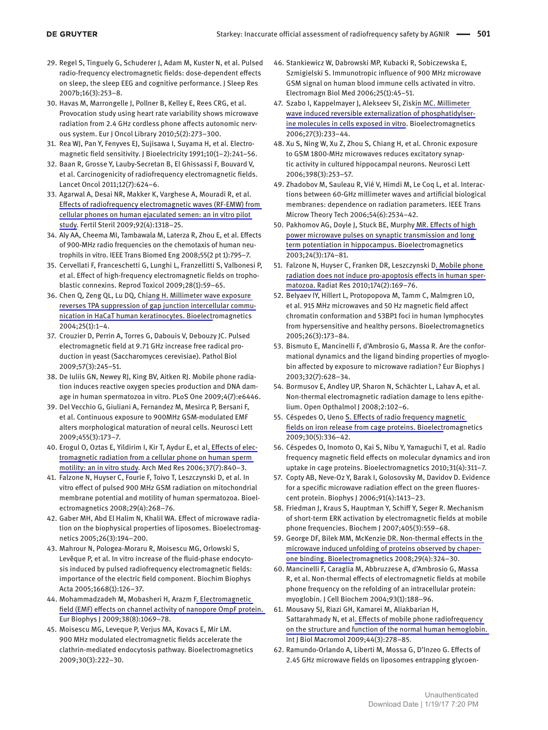29. Regel S, Tinguely G, Schuderer J, Adam M, Kuster N, et al. Pulsed radio-frequency electromagnetic fields: dose-dependent effects on sleep, the sleep EEG and cognitive performance. J Sleep Res 2007b;16(3):253–8.
30. Havas M, Marrongelle J, Pollner B, Kelley E, Rees CRG, et al. Provocation study using heart rate variability shows microwave radiation from 2.4 GHz cordless phone affects autonomic nervous system. Eur J Oncol Library 2010;5(2):273–300.
31. Rea WJ, Pan Y, Fenyves EJ, Sujisawa I, Suyama H, et al. Electromagnetic field sensitivity. J Bioelectricity 1991;10(1–2):241–56.
32. Baan R, Grosse Y, Lauby-Secretan B, El Ghissassi F, Bouvard V, et al. Carcinogenicity of radiofrequency electromagnetic fields. Lancet Oncol 2011;12(7):624–6.
33. Agarwal A, Desai NR, Makker K, Varghese A, Mouradi R, et al. Effects of radiofrequency electromagnetic waves (RF-EMW) from cellular phones on human ejaculated semen: an in vitro pilot study. Fertil Steril 2009;92(4):1318–25.
34. Aly AA, Cheema MI, Tambawala M, Laterza R, Zhou E, et al. Effects of 900-MHz radio frequencies on the chemotaxis of human neutrophils in vitro. IEEE Trans Biomed Eng 2008;55(2 pt 1):795–7.
35. Cervellati F, Franceschetti G, Lunghi L, Franzellitti S, Valbonesi P, et al. Effect of high-frequency electromagnetic fields on trophoblastic connexins. Reprod Toxicol 2009;28(1):59–65.
36. Chen Q, Zeng QL, Lu DQ, Chiang H. Millimeter wave exposure reverses TPA suppression of gap junction intercellular communication in HaCaT human keratinocytes. Bioelectromagnetics 2004;25(1):1–4.
37. Crouzier D, Perrin A, Torres G, Dabouis V, Debouzy JC. Pulsed electromagnetic field at 9.71 GHz increase free radical production in yeast (Saccharomyces cerevisiae). Pathol Biol 2009;57(3):245–51.
38. De Iuliis GN, Newey RJ, King BV, Aitken RJ. Mobile phone radiation induces reactive oxygen species production and DNA damage in human spermatozoa in vitro. PLoS One 2009;4(7):e6446.
39. Del Vecchio G, Giuliani A, Fernandez M, Mesirca P, Bersani F, et al. Continuous exposure to 900MHz GSM-modulated EMF alters morphological maturation of neural cells. Neurosci Lett 2009;455(3):173–7.
40. Erogul O, Oztas E, Yildirim I, Kir T, Aydur E, et al. Effects of electromagnetic radiation from a cellular phone on human sperm motility: an in vitro study. Arch Med Res 2006;37(7):840–3.
41. Falzone N, Huyser C, Fourie F, Toivo T, Leszczynski D, et al. In vitro effect of pulsed 900 MHz GSM radiation on mitochondrial membrane potential and motility of human spermatozoa. Bioelectromagnetics 2008;29(4):268–76.
42. Gaber MH, Abd El Halim N, Khalil WA. Effect of microwave radiation on the biophysical properties of liposomes. Bioelectromagnetics 2005;26(3):194–200.
43. Mahrour N, Pologea-Moraru R, Moisescu MG, Orlowski S, Levêque P, et al. In vitro increase of the fluid-phase endocytosis induced by pulsed radiofrequency electromagnetic fields: importance of the electric field component. Biochim Biophys Acta 2005;1668(1):126–37.
44. Mohammadzadeh M, Mobasheri H, Arazm F. Electromagnetic field (EMF) effects on channel activity of nanopore OmpF protein. Eur Biophys J 2009;38(8):1069–78.
45. Moisescu MG, Leveque P, Verjus MA, Kovacs E, Mir LM. 900 MHz modulated electromagnetic fields accelerate the clathrin-mediated endocytosis pathway. Bioelectromagnetics 2009;30(3):222–30.
46. Stankiewicz W, Dabrowski MP, Kubacki R, Sobiczewska E, Szmigielski S. Immunotropic influence of 900 MHz microwave GSM signal on human blood immune cells activated in vitro. Electromagn Biol Med 2006;25(1):45–51.
47. Szabo I, Kappelmayer J, Alekseev SI, Ziskin MC. Millimeter wave induced reversible externalization of phosphatidylserine molecules in cells exposed in vitro. Bioelectromagnetics 2006;27(3):233–44.
48. Xu S, Ning W, Xu Z, Zhou S, Chiang H, et al. Chronic exposure to GSM 1800-MHz microwaves reduces excitatory synaptic activity in cultured hippocampal neurons. Neurosci Lett 2006;398(3):253–57.
49. Zhadobov M, Sauleau R, Vié V, Himdi M, Le Coq L, et al. Interactions between 60-GHz millimeter waves and artificial biological membranes: dependence on radiation parameters. IEEE Trans Microw Theory Tech 2006;54(6):2534–42.
50. Pakhomov AG, Doyle J, Stuck BE, Murphy MR. Effects of high power microwave pulses on synaptic transmission and long term potentiation in hippocampus. Bioelectromagnetics 2003;24(3):174–81.
51. Falzone N, Huyser C, Franken DR, Leszczynski D. Mobile phone radiation does not induce pro-apoptosis effects in human spermatozoa. Radiat Res 2010;174(2):169–76.
52. Belyaev IY, Hillert L, Protopopova M, Tamm C, Malmgren LO, et al. 915 MHz microwaves and 50 Hz magnetic field affect chromatin conformation and 53BP1 foci in human lymphocytes from hypersensitive and healthy persons. Bioelectromagnetics 2005;26(3):173–84.
53. Bismuto E, Mancinelli F, d'Ambrosio G, Massa R. Are the conformational dynamics and the ligand binding properties of myoglobin affected by exposure to microwave radiation? Eur Biophys J 2003;32(7):628–34.
54. Bormusov E, Andley UP, Sharon N, Schächter L, Lahav A, et al. Non-thermal electromagnetic radiation damage to lens epithelium. Open Opthalmol J 2008;2:102–6.
55. Céspedes O, Ueno S. Effects of radio frequency magnetic fields on iron release from cage proteins. Bioelectromagnetics 2009;30(5):336–42.
56. Céspedes O, Inomoto O, Kai S, Nibu Y, Yamaguchi T, et al. Radio frequency magnetic field effects on molecular dynamics and iron uptake in cage proteins. Bioelectromagnetics 2010;31(4):311–7.
57. Copty AB, Neve-Oz Y, Barak I, Golosovsky M, Davidov D. Evidence for a specific microwave radiation effect on the green fluorescent protein. Biophys J 2006;91(4):1413–23.
58. Friedman J, Kraus S, Hauptman Y, Schiff Y, Seger R. Mechanism of short-term ERK activation by electromagnetic fields at mobile phone frequencies. Biochem J 2007;405(3):559–68.
59. George DF, Bilek MM, McKenzie DR. Non-thermal effects in the microwave induced unfolding of proteins observed by chaperone binding. Bioelectromagnetics 2008;29(4):324–30.
60. Mancinelli F, Caraglia M, Abbruzzese A, d'Ambrosio G, Massa R, et al. Non-thermal effects of electromagnetic fields at mobile phone frequency on the refolding of an intracellular protein: myoglobin. J Cell Biochem 2004;93(1):188–96.
61. Mousavy SJ, Riazi GH, Kamarei M, Aliakbarian H, Sattarahmady N, et al. Effects of mobile phone radiofrequency on the structure and function of the normal human hemoglobin. Int J Biol Macromol 2009;44(3):278–85.
62. Ramundo-Orlando A, Liberti M, Mossa G, D'Inzeo G. Effects of 2.45 GHz microwave fields on liposomes entrapping glycoen-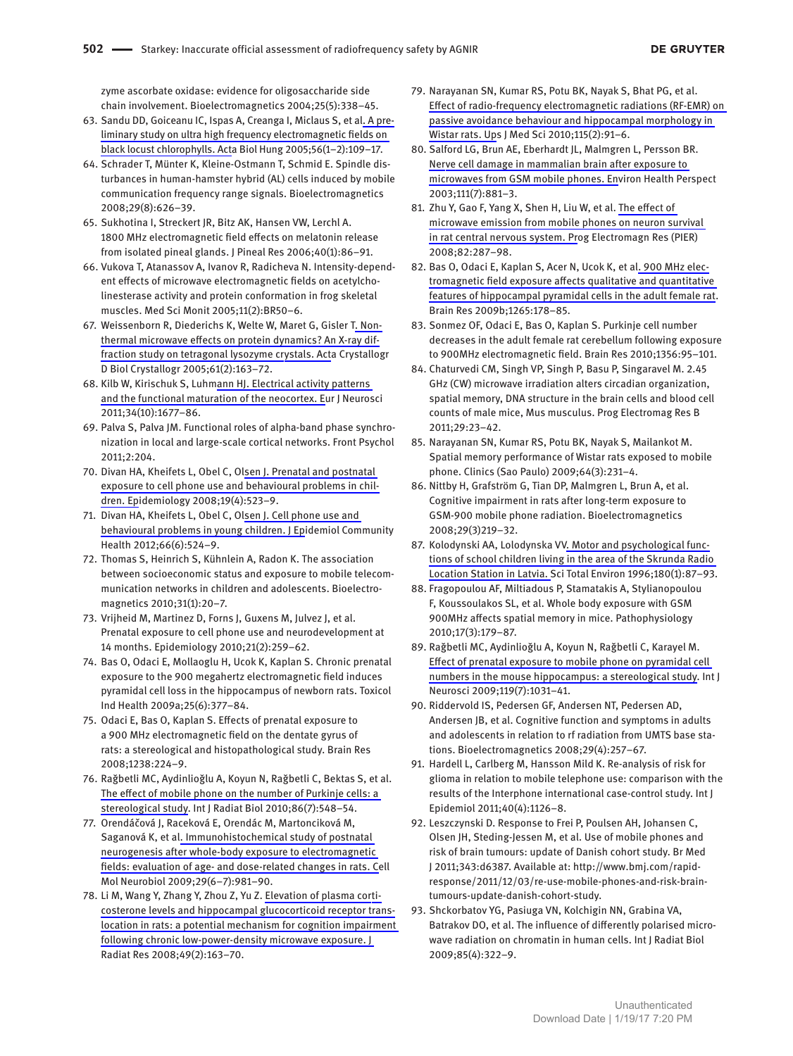zyme ascorbate oxidase: evidence for oligosaccharide side chain involvement. Bioelectromagnetics 2004;25(5):338–45.

63. Sandu DD, Goiceanu IC, Ispas A, Creanga I, Miclaus S, et al. A preliminary study on ultra high frequency electromagnetic fields on black locust chlorophylls. Acta Biol Hung 2005;56(1–2):109–17.
64. Schrader T, Münter K, Kleine-Ostmann T, Schmid E. Spindle disturbances in human-hamster hybrid (AL) cells induced by mobile communication frequency range signals. Bioelectromagnetics 2008;29(8):626–39.
65. Sukhotina I, Streckert JR, Bitz AK, Hansen VW, Lerchl A. 1800 MHz electromagnetic field effects on melatonin release from isolated pineal glands. J Pineal Res 2006;40(1):86–91.
66. Vukova T, Atanassov A, Ivanov R, Radicheva N. Intensity-dependent effects of microwave electromagnetic fields on acetylcholinesterase activity and protein conformation in frog skeletal muscles. Med Sci Monit 2005;11(2):BR50–6.
67. Weissenborn R, Diederichs K, Welte W, Maret G, Gisler T. Non-thermal microwave effects on protein dynamics? An X-ray diffraction study on tetragonal lysozyme crystals. Acta Crystallogr D Biol Crystallogr 2005;61(2):163–72.
68. Kilb W, Kirischuk S, Luhmann HJ. Electrical activity patterns and the functional maturation of the neocortex. Eur J Neurosci 2011;34(10):1677–86.
69. Palva S, Palva JM. Functional roles of alpha-band phase synchronization in local and large-scale cortical networks. Front Psychol 2011;2:204.
70. Divan HA, Kheifets L, Obel C, Olsen J. Prenatal and postnatal exposure to cell phone use and behavioural problems in children. Epidemiology 2008;19(4):523–9.
71. Divan HA, Kheifets L, Obel C, Olsen J. Cell phone use and behavioural problems in young children. J Epidemiol Community Health 2012;66(6):524–9.
72. Thomas S, Heinrich S, Kühnlein A, Radon K. The association between socioeconomic status and exposure to mobile telecommunication networks in children and adolescents. Bioelectromagnetics 2010;31(1):20–7.
73. Vrijheid M, Martinez D, Forns J, Guxens M, Julvez J, et al. Prenatal exposure to cell phone use and neurodevelopment at 14 months. Epidemiology 2010;21(2):259–62.
74. Bas O, Odaci E, Mollaoglu H, Ucok K, Kaplan S. Chronic prenatal exposure to the 900 megahertz electromagnetic field induces pyramidal cell loss in the hippocampus of newborn rats. Toxicol Ind Health 2009a;25(6):377–84.
75. Odaci E, Bas O, Kaplan S. Effects of prenatal exposure to a 900 MHz electromagnetic field on the dentate gyrus of rats: a stereological and histopathological study. Brain Res 2008;1238:224–9.
76. Rağbetli MC, Aydinlioğlu A, Koyun N, Rağbetli C, Bektas S, et al. The effect of mobile phone on the number of Purkinje cells: a stereological study. Int J Radiat Biol 2010;86(7):548–54.
77. Orendáčová J, Raceková E, Orendác M, Martonciková M, Saganová K, et al. Immunohistochemical study of postnatal neurogenesis after whole-body exposure to electromagnetic fields: evaluation of age- and dose-related changes in rats. Cell Mol Neurobiol 2009;29(6–7):981–90.
78. Li M, Wang Y, Zhang Y, Zhou Z, Yu Z. Elevation of plasma corticosterone levels and hippocampal glucocorticoid receptor translocation in rats: a potential mechanism for cognition impairment following chronic low-power-density microwave exposure. J Radiat Res 2008;49(2):163–70.
79. Narayanan SN, Kumar RS, Potu BK, Nayak S, Bhat PG, et al. Effect of radio-frequency electromagnetic radiations (RF-EMR) on passive avoidance behaviour and hippocampal morphology in Wistar rats. Ups J Med Sci 2010;115(2):91–6.
80. Salford LG, Brun AE, Eberhardt JL, Malmgren L, Persson BR. Nerve cell damage in mammalian brain after exposure to microwaves from GSM mobile phones. Environ Health Perspect 2003;111(7):881–3.
81. Zhu Y, Gao F, Yang X, Shen H, Liu W, et al. The effect of microwave emission from mobile phones on neuron survival in rat central nervous system. Prog Electromagn Res (PIER) 2008;82:287–98.
82. Bas O, Odaci E, Kaplan S, Acer N, Ucok K, et al. 900 MHz electromagnetic field exposure affects qualitative and quantitative features of hippocampal pyramidal cells in the adult female rat. Brain Res 2009b;1265:178–85.
83. Sonmez OF, Odaci E, Bas O, Kaplan S. Purkinje cell number decreases in the adult female rat cerebellum following exposure to 900MHz electromagnetic field. Brain Res 2010;1356:95–101.
84. Chaturvedi CM, Singh VP, Singh P, Basu P, Singaravel M. 2.45 GHz (CW) microwave irradiation alters circadian organization, spatial memory, DNA structure in the brain cells and blood cell counts of male mice, Mus musculus. Prog Electromag Res B 2011;29:23–42.
85. Narayanan SN, Kumar RS, Potu BK, Nayak S, Mailankot M. Spatial memory performance of Wistar rats exposed to mobile phone. Clinics (Sao Paulo) 2009;64(3):231–4.
86. Nittby H, Grafström G, Tian DP, Malmgren L, Brun A, et al. Cognitive impairment in rats after long-term exposure to GSM-900 mobile phone radiation. Bioelectromagnetics 2008;29(3)219–32.
87. Kolodynski AA, Lolodynska VV. Motor and psychological functions of school children living in the area of the Skrunda Radio Location Station in Latvia. Sci Total Environ 1996;180(1):87–93.
88. Fragopoulou AF, Miltiadous P, Stamatakis A, Stylianopoulou F, Koussoulakos SL, et al. Whole body exposure with GSM 900MHz affects spatial memory in mice. Pathophysiology 2010;17(3):179–87.
89. Rağbetli MC, Aydinlioğlu A, Koyun N, Rağbetli C, Karayel M. Effect of prenatal exposure to mobile phone on pyramidal cell numbers in the mouse hippocampus: a stereological study. Int J Neurosci 2009;119(7):1031–41.
90. Riddervold IS, Pedersen GF, Andersen NT, Pedersen AD, Andersen JB, et al. Cognitive function and symptoms in adults and adolescents in relation to rf radiation from UMTS base stations. Bioelectromagnetics 2008;29(4):257–67.
91. Hardell L, Carlberg M, Hansson Mild K. Re-analysis of risk for glioma in relation to mobile telephone use: comparison with the results of the Interphone international case-control study. Int J Epidemiol 2011;40(4):1126–8.
92. Leszczynski D. Response to Frei P, Poulsen AH, Johansen C, Olsen JH, Steding-Jessen M, et al. Use of mobile phones and risk of brain tumours: update of Danish cohort study. Br Med J 2011;343:d6387. Available at: http://www.bmj.com/rapid-response/2011/12/03/re-use-mobile-phones-and-risk-brain-tumours-update-danish-cohort-study.
93. Shckorbatov YG, Pasiuga VN, Kolchigin NN, Grabina VA, Batrakov DO, et al. The influence of differently polarised microwave radiation on chromatin in human cells. Int J Radiat Biol 2009;85(4):322–9.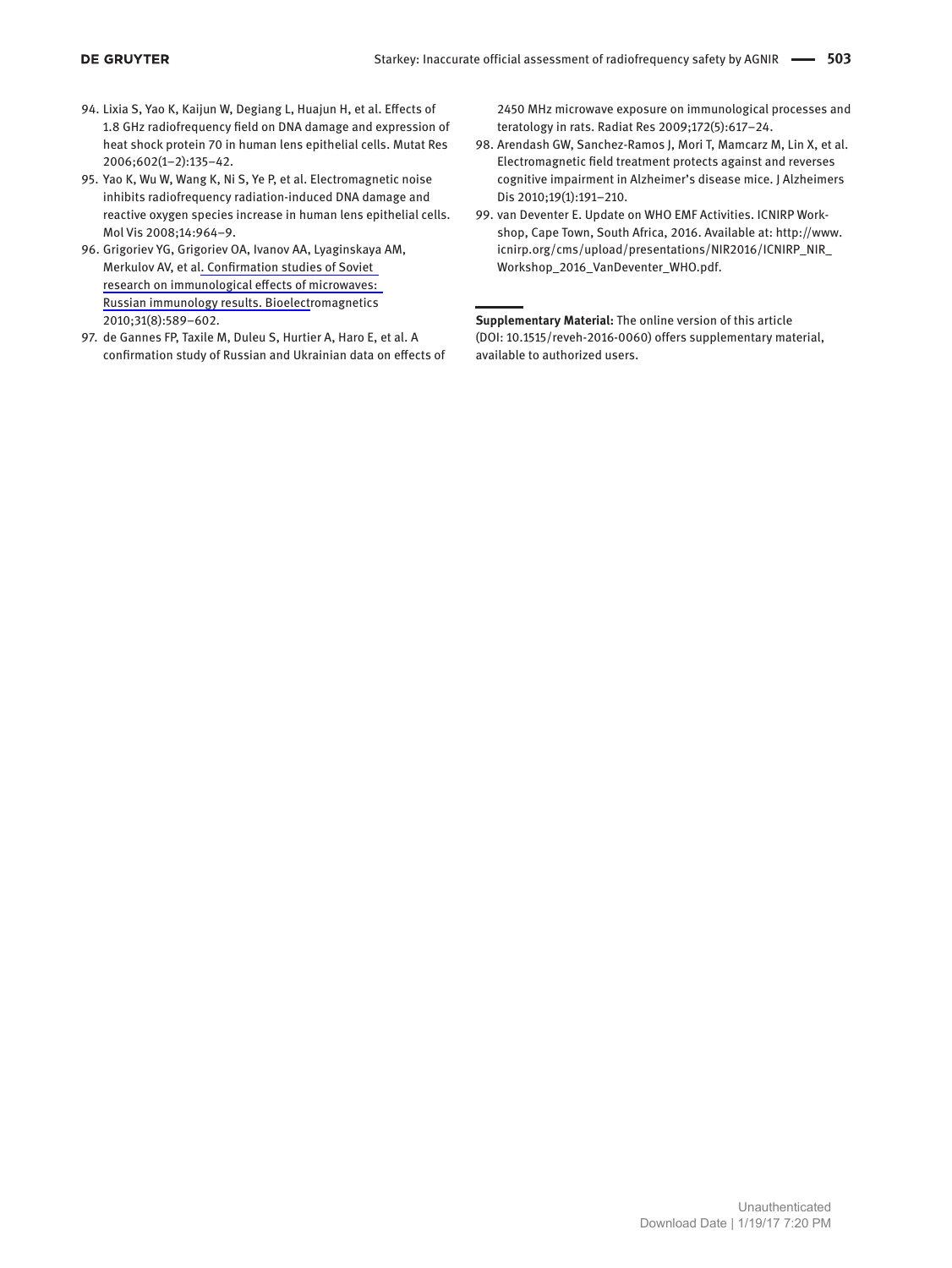94. Lixia S, Yao K, Kaijun W, Degiang L, Huajun H, et al. Effects of 1.8 GHz radiofrequency field on DNA damage and expression of heat shock protein 70 in human lens epithelial cells. Mutat Res 2006;602(1–2):135–42.
95. Yao K, Wu W, Wang K, Ni S, Ye P, et al. Electromagnetic noise inhibits radiofrequency radiation-induced DNA damage and reactive oxygen species increase in human lens epithelial cells. Mol Vis 2008;14:964–9.
96. Grigoriev YG, Grigoriev OA, Ivanov AA, Lyaginskaya AM, Merkulov AV, et al. Confirmation studies of Soviet research on immunological effects of microwaves: Russian immunology results. Bioelectromagnetics 2010;31(8):589–602.
97. de Gannes FP, Taxile M, Duleu S, Hurtier A, Haro E, et al. A confirmation study of Russian and Ukrainian data on effects of 2450 MHz microwave exposure on immunological processes and teratology in rats. Radiat Res 2009;172(5):617–24.
98. Arendash GW, Sanchez-Ramos J, Mori T, Mamcarz M, Lin X, et al. Electromagnetic field treatment protects against and reverses cognitive impairment in Alzheimer's disease mice. J Alzheimers Dis 2010;19(1):191–210.
99. van Deventer E. Update on WHO EMF Activities. ICNIRP Workshop, Cape Town, South Africa, 2016. Available at: http://www.icnirp.org/cms/upload/presentations/NIR2016/ICNIRP_NIR_Workshop_2016_VanDeventer_WHO.pdf.

**Supplementary Material:** The online version of this article (DOI: 10.1515/reveh-2016-0060) offers supplementary material, available to authorized users.